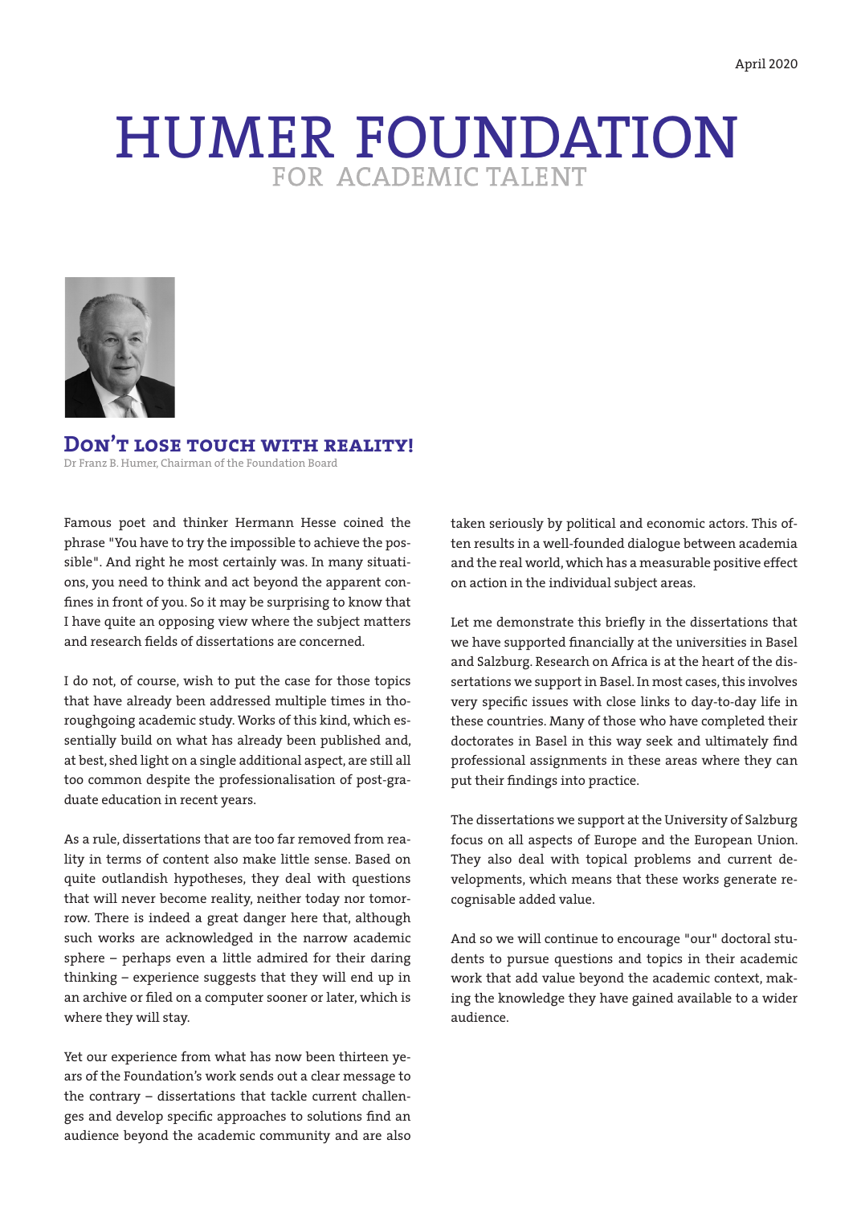April 2020

# HUMER FOUNDATION
FOR ACADEMIC TALENT

## Don't lose touch with reality!

Dr Franz B. Humer, Chairman of the Foundation Board

Famous poet and thinker Hermann Hesse coined the phrase "You have to try the impossible to achieve the possible". And right he most certainly was. In many situations, you need to think and act beyond the apparent confines in front of you. So it may be surprising to know that I have quite an opposing view where the subject matters and research fields of dissertations are concerned.

I do not, of course, wish to put the case for those topics that have already been addressed multiple times in thoroughgoing academic study. Works of this kind, which essentially build on what has already been published and, at best, shed light on a single additional aspect, are still all too common despite the professionalisation of post-graduate education in recent years.

As a rule, dissertations that are too far removed from reality in terms of content also make little sense. Based on quite outlandish hypotheses, they deal with questions that will never become reality, neither today nor tomorrow. There is indeed a great danger here that, although such works are acknowledged in the narrow academic sphere – perhaps even a little admired for their daring thinking – experience suggests that they will end up in an archive or filed on a computer sooner or later, which is where they will stay.

Yet our experience from what has now been thirteen years of the Foundation's work sends out a clear message to the contrary – dissertations that tackle current challenges and develop specific approaches to solutions find an audience beyond the academic community and are also taken seriously by political and economic actors. This often results in a well-founded dialogue between academia and the real world, which has a measurable positive effect on action in the individual subject areas.

Let me demonstrate this briefly in the dissertations that we have supported financially at the universities in Basel and Salzburg. Research on Africa is at the heart of the dissertations we support in Basel. In most cases, this involves very specific issues with close links to day-to-day life in these countries. Many of those who have completed their doctorates in Basel in this way seek and ultimately find professional assignments in these areas where they can put their findings into practice.

The dissertations we support at the University of Salzburg focus on all aspects of Europe and the European Union. They also deal with topical problems and current developments, which means that these works generate recognisable added value.

And so we will continue to encourage "our" doctoral students to pursue questions and topics in their academic work that add value beyond the academic context, making the knowledge they have gained available to a wider audience.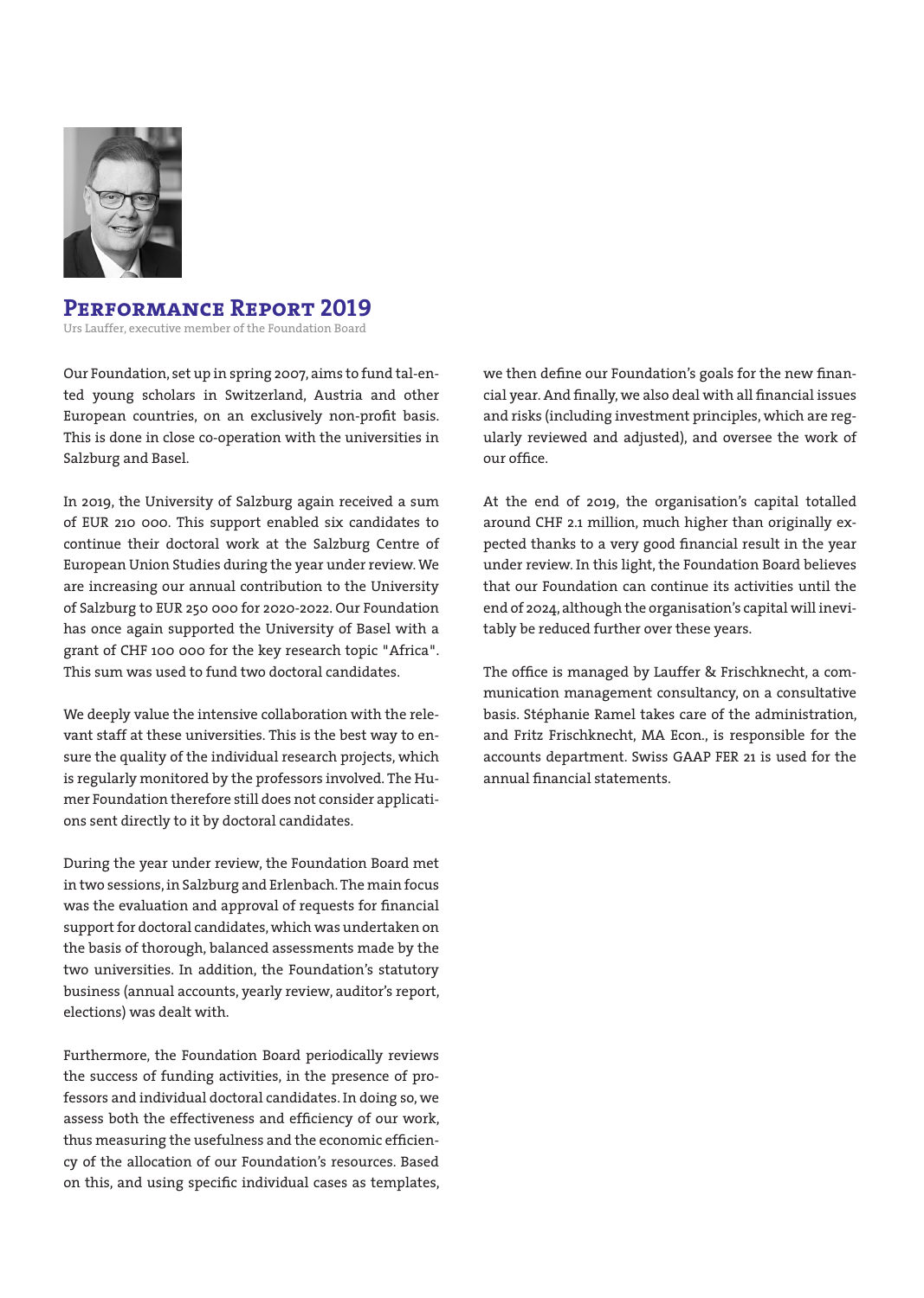# Performance Report 2019

Urs Lauffer, executive member of the Foundation Board

Our Foundation, set up in spring 2007, aims to fund talented young scholars in Switzerland, Austria and other European countries, on an exclusively non-profit basis. This is done in close co-operation with the universities in Salzburg and Basel.

In 2019, the University of Salzburg again received a sum of EUR 210 000. This support enabled six candidates to continue their doctoral work at the Salzburg Centre of European Union Studies during the year under review. We are increasing our annual contribution to the University of Salzburg to EUR 250 000 for 2020-2022. Our Foundation has once again supported the University of Basel with a grant of CHF 100 000 for the key research topic "Africa". This sum was used to fund two doctoral candidates.

We deeply value the intensive collaboration with the relevant staff at these universities. This is the best way to ensure the quality of the individual research projects, which is regularly monitored by the professors involved. The Humer Foundation therefore still does not consider applications sent directly to it by doctoral candidates.

During the year under review, the Foundation Board met in two sessions, in Salzburg and Erlenbach. The main focus was the evaluation and approval of requests for financial support for doctoral candidates, which was undertaken on the basis of thorough, balanced assessments made by the two universities. In addition, the Foundation's statutory business (annual accounts, yearly review, auditor's report, elections) was dealt with.

Furthermore, the Foundation Board periodically reviews the success of funding activities, in the presence of professors and individual doctoral candidates. In doing so, we assess both the effectiveness and efficiency of our work, thus measuring the usefulness and the economic efficiency of the allocation of our Foundation's resources. Based on this, and using specific individual cases as templates, we then define our Foundation's goals for the new financial year. And finally, we also deal with all financial issues and risks (including investment principles, which are regularly reviewed and adjusted), and oversee the work of our office.

At the end of 2019, the organisation's capital totalled around CHF 2.1 million, much higher than originally expected thanks to a very good financial result in the year under review. In this light, the Foundation Board believes that our Foundation can continue its activities until the end of 2024, although the organisation's capital will inevitably be reduced further over these years.

The office is managed by Lauffer & Frischknecht, a communication management consultancy, on a consultative basis. Stéphanie Ramel takes care of the administration, and Fritz Frischknecht, MA Econ., is responsible for the accounts department. Swiss GAAP FER 21 is used for the annual financial statements.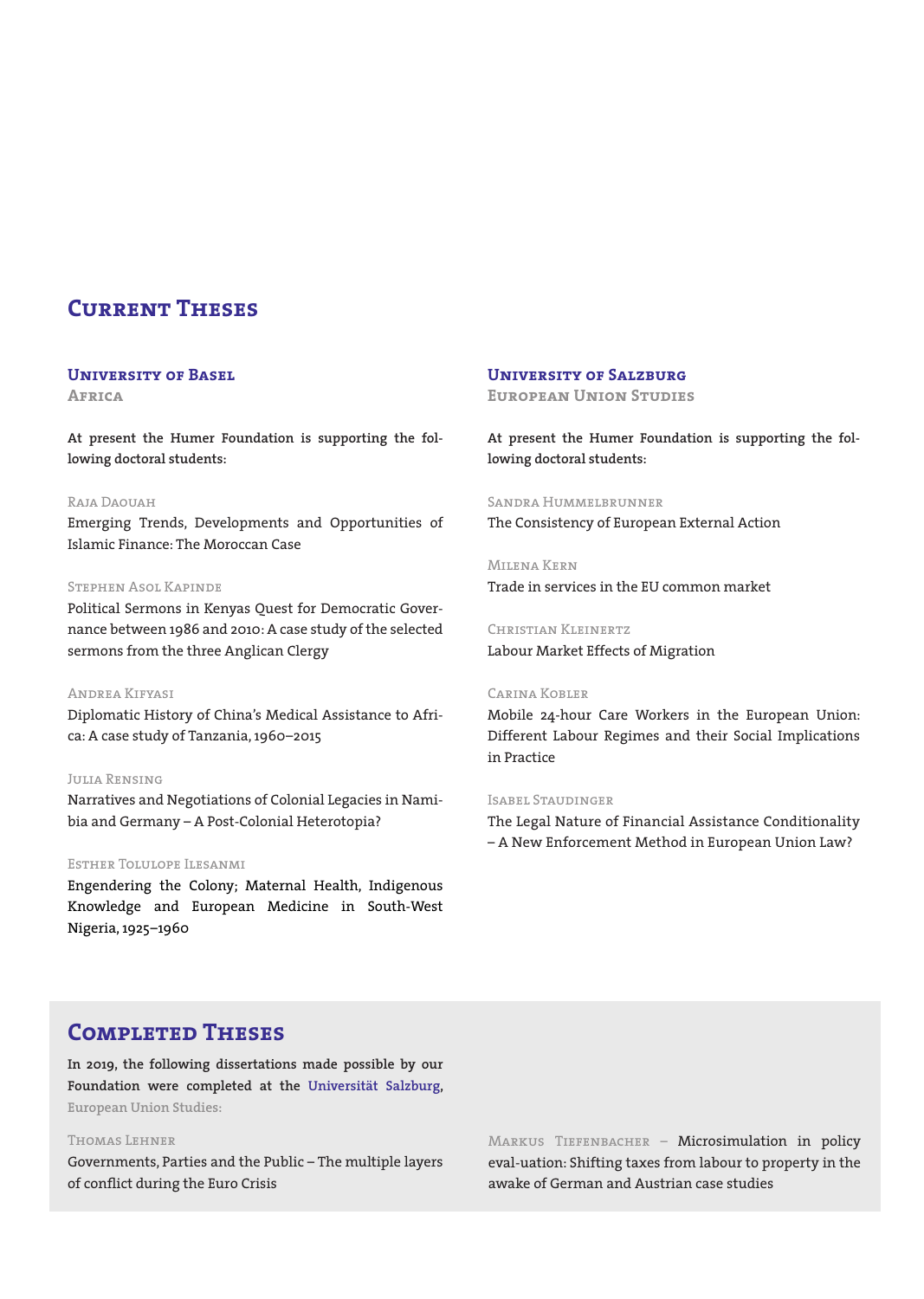# Current Theses

## University of Basel
### Africa

**At present the Humer Foundation is supporting the following doctoral students:**

Raja Daouah
Emerging Trends, Developments and Opportunities of Islamic Finance: The Moroccan Case

Stephen Asol Kapinde
Political Sermons in Kenyas Quest for Democratic Governance between 1986 and 2010: A case study of the selected sermons from the three Anglican Clergy

Andrea Kifyasi
Diplomatic History of China's Medical Assistance to Africa: A case study of Tanzania, 1960–2015

Julia Rensing
Narratives and Negotiations of Colonial Legacies in Namibia and Germany – A Post-Colonial Heterotopia?

Esther Tolulope Ilesanmi
Engendering the Colony; Maternal Health, Indigenous Knowledge and European Medicine in South-West Nigeria, 1925–1960

## University of Salzburg
### European Union Studies

**At present the Humer Foundation is supporting the following doctoral students:**

Sandra Hummelbrunner
The Consistency of European External Action

Milena Kern
Trade in services in the EU common market

Christian Kleinertz
Labour Market Effects of Migration

Carina Kobler
Mobile 24-hour Care Workers in the European Union: Different Labour Regimes and their Social Implications in Practice

Isabel Staudinger
The Legal Nature of Financial Assistance Conditionality – A New Enforcement Method in European Union Law?

# Completed Theses

**In 2019, the following dissertations made possible by our Foundation were completed at the Universität Salzburg,** European Union Studies:

Thomas Lehner
Governments, Parties and the Public – The multiple layers of conflict during the Euro Crisis

Markus Tiefenbacher – Microsimulation in policy eval-uation: Shifting taxes from labour to property in the awake of German and Austrian case studies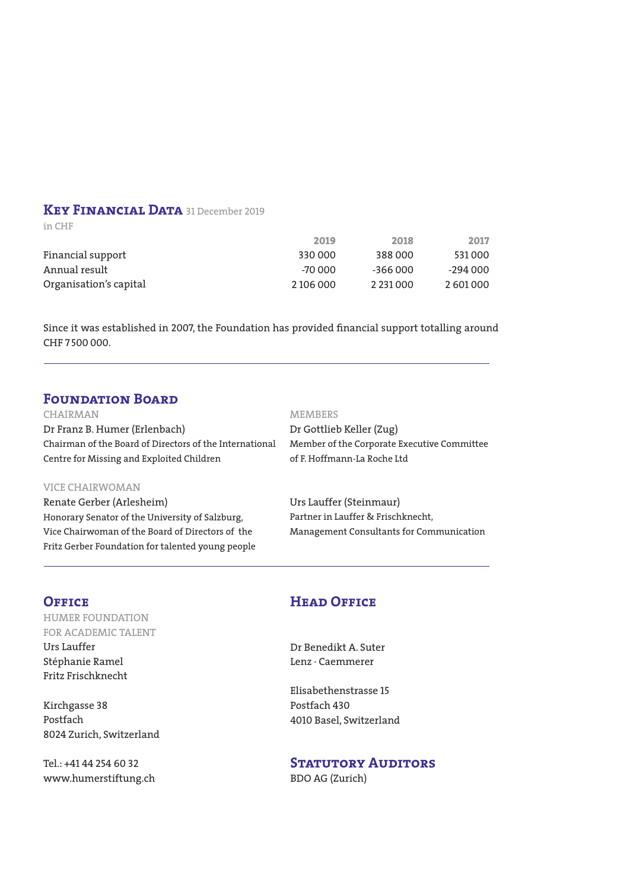## Key Financial Data 31 December 2019

in CHF

| | 2019 | 2018 | 2017 |
|---|---|---|---|
| Financial support | 330 000 | 388 000 | 531 000 |
| Annual result | -70 000 | -366 000 | -294 000 |
| Organisation's capital | 2 106 000 | 2 231 000 | 2 601 000 |

Since it was established in 2007, the Foundation has provided financial support totalling around CHF 7 500 000.

---

## Foundation Board

CHAIRMAN

Dr Franz B. Humer (Erlenbach)
Chairman of the Board of Directors of the International Centre for Missing and Exploited Children

VICE CHAIRWOMAN

Renate Gerber (Arlesheim)
Honorary Senator of the University of Salzburg, Vice Chairwoman of the Board of Directors of the Fritz Gerber Foundation for talented young people

MEMBERS

Dr Gottlieb Keller (Zug)
Member of the Corporate Executive Committee of F. Hoffmann-La Roche Ltd

Urs Lauffer (Steinmaur)
Partner in Lauffer & Frischknecht, Management Consultants for Communication

---

## Office

HUMER FOUNDATION FOR ACADEMIC TALENT

Urs Lauffer
Stéphanie Ramel
Fritz Frischknecht

Kirchgasse 38
Postfach
8024 Zurich, Switzerland

Tel.: +41 44 254 60 32
www.humerstiftung.ch

## Head Office

Dr Benedikt A. Suter
Lenz · Caemmerer

Elisabethenstrasse 15
Postfach 430
4010 Basel, Switzerland

## Statutory Auditors

BDO AG (Zurich)